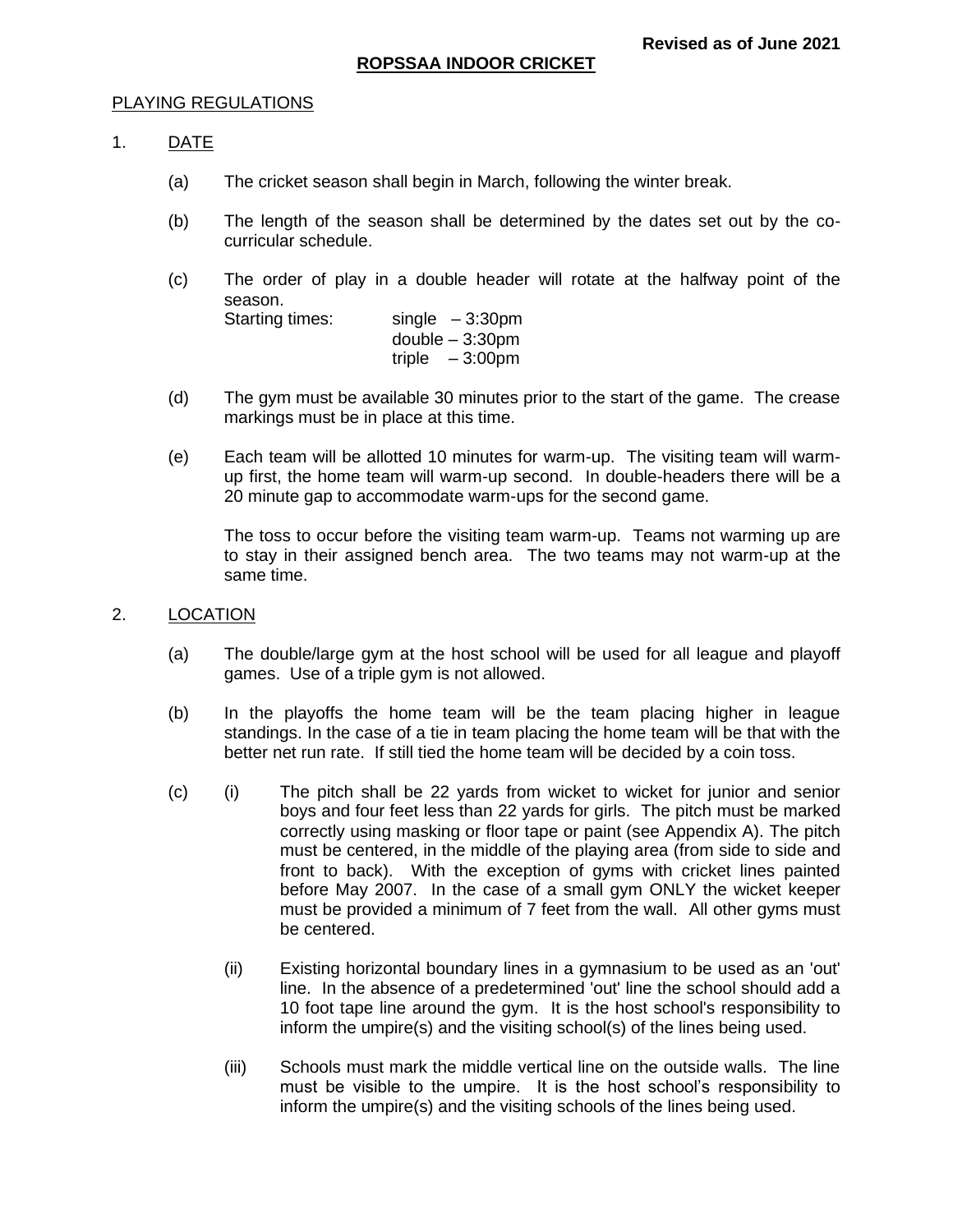**Revised as of June 2021**

# ROPSSAA INDOOR CRICKET

## PLAYING REGULATIONS

1. DATE

   (a) The cricket season shall begin in March, following the winter break.

   (b) The length of the season shall be determined by the dates set out by the co-curricular schedule.

   (c) The order of play in a double header will rotate at the halfway point of the season.

   Starting times: single – 3:30pm
   double – 3:30pm
   triple – 3:00pm

   (d) The gym must be available 30 minutes prior to the start of the game. The crease markings must be in place at this time.

   (e) Each team will be allotted 10 minutes for warm-up. The visiting team will warm-up first, the home team will warm-up second. In double-headers there will be a 20 minute gap to accommodate warm-ups for the second game.

   The toss to occur before the visiting team warm-up. Teams not warming up are to stay in their assigned bench area. The two teams may not warm-up at the same time.

2. LOCATION

   (a) The double/large gym at the host school will be used for all league and playoff games. Use of a triple gym is not allowed.

   (b) In the playoffs the home team will be the team placing higher in league standings. In the case of a tie in team placing the home team will be that with the better net run rate. If still tied the home team will be decided by a coin toss.

   (c) (i) The pitch shall be 22 yards from wicket to wicket for junior and senior boys and four feet less than 22 yards for girls. The pitch must be marked correctly using masking or floor tape or paint (see Appendix A). The pitch must be centered, in the middle of the playing area (from side to side and front to back). With the exception of gyms with cricket lines painted before May 2007. In the case of a small gym ONLY the wicket keeper must be provided a minimum of 7 feet from the wall. All other gyms must be centered.

   (ii) Existing horizontal boundary lines in a gymnasium to be used as an 'out' line. In the absence of a predetermined 'out' line the school should add a 10 foot tape line around the gym. It is the host school's responsibility to inform the umpire(s) and the visiting school(s) of the lines being used.

   (iii) Schools must mark the middle vertical line on the outside walls. The line must be visible to the umpire. It is the host school's responsibility to inform the umpire(s) and the visiting schools of the lines being used.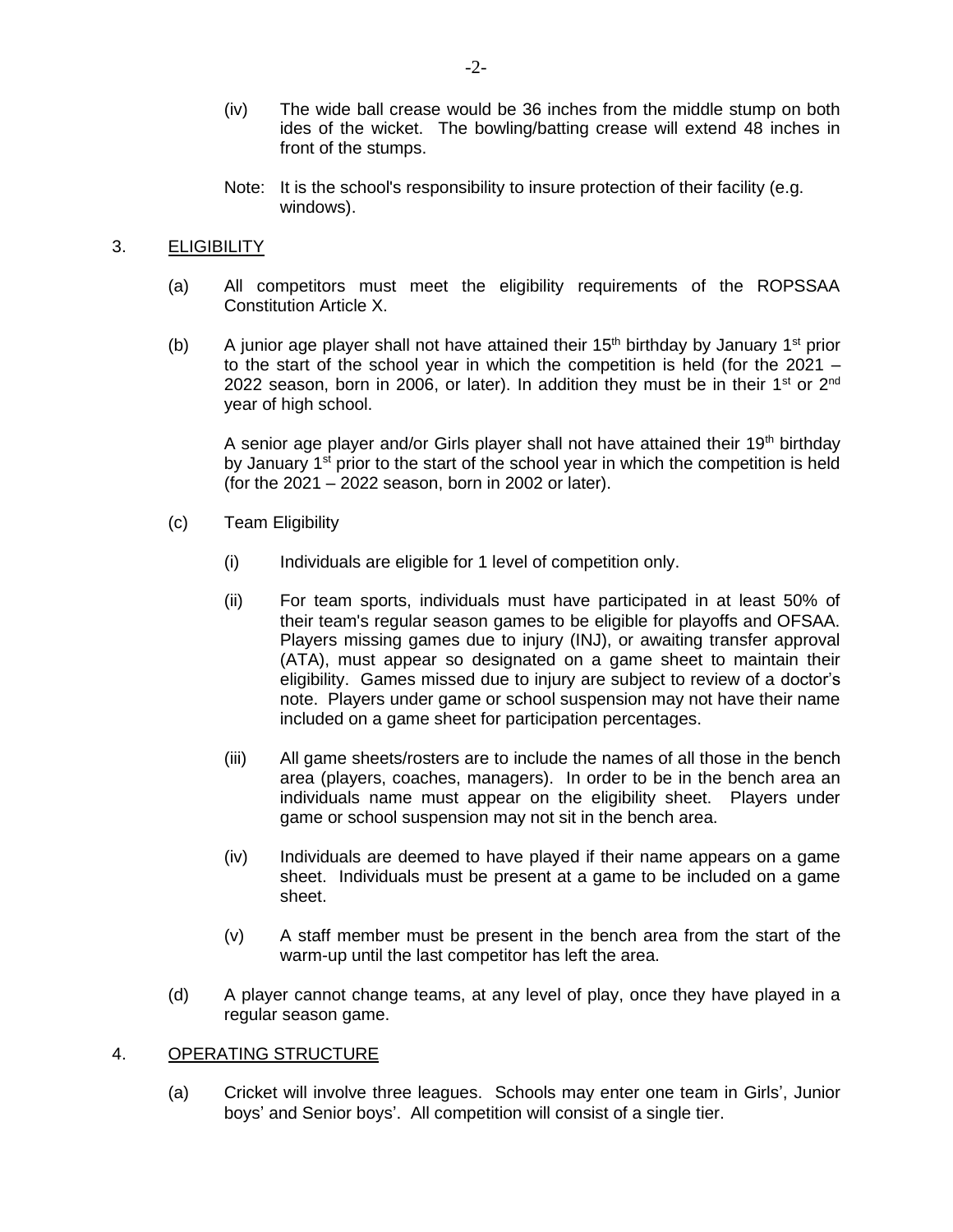(iv) The wide ball crease would be 36 inches from the middle stump on both ides of the wicket. The bowling/batting crease will extend 48 inches in front of the stumps.

Note: It is the school's responsibility to insure protection of their facility (e.g. windows).

3. <u>ELIGIBILITY</u>

(a) All competitors must meet the eligibility requirements of the ROPSSAA Constitution Article X.

(b) A junior age player shall not have attained their 15th birthday by January 1st prior to the start of the school year in which the competition is held (for the 2021 – 2022 season, born in 2006, or later). In addition they must be in their 1st or 2nd year of high school.

A senior age player and/or Girls player shall not have attained their 19th birthday by January 1st prior to the start of the school year in which the competition is held (for the 2021 – 2022 season, born in 2002 or later).

(c) Team Eligibility

(i) Individuals are eligible for 1 level of competition only.

(ii) For team sports, individuals must have participated in at least 50% of their team's regular season games to be eligible for playoffs and OFSAA. Players missing games due to injury (INJ), or awaiting transfer approval (ATA), must appear so designated on a game sheet to maintain their eligibility. Games missed due to injury are subject to review of a doctor's note. Players under game or school suspension may not have their name included on a game sheet for participation percentages.

(iii) All game sheets/rosters are to include the names of all those in the bench area (players, coaches, managers). In order to be in the bench area an individuals name must appear on the eligibility sheet. Players under game or school suspension may not sit in the bench area.

(iv) Individuals are deemed to have played if their name appears on a game sheet. Individuals must be present at a game to be included on a game sheet.

(v) A staff member must be present in the bench area from the start of the warm-up until the last competitor has left the area.

(d) A player cannot change teams, at any level of play, once they have played in a regular season game.

4. <u>OPERATING STRUCTURE</u>

(a) Cricket will involve three leagues. Schools may enter one team in Girls', Junior boys' and Senior boys'. All competition will consist of a single tier.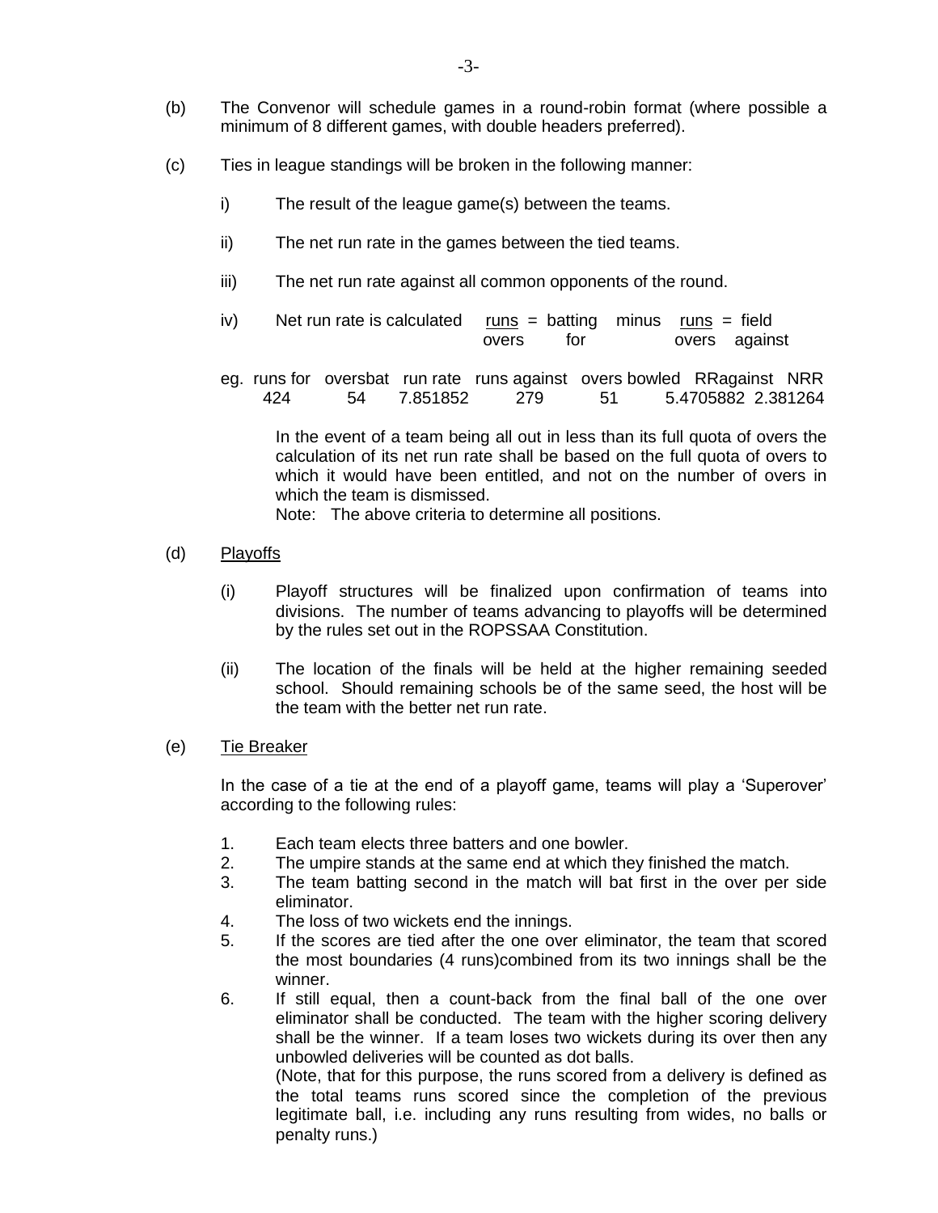(b) The Convenor will schedule games in a round-robin format (where possible a minimum of 8 different games, with double headers preferred).

(c) Ties in league standings will be broken in the following manner:

i) The result of the league game(s) between the teams.

ii) The net run rate in the games between the tied teams.

iii) The net run rate against all common opponents of the round.

iv) Net run rate is calculated $\frac{\text{runs}}{\text{overs}}$ = batting for minus $\frac{\text{runs}}{\text{overs}}$ = field against

| eg. runs for | oversbat | run rate | runs against | overs bowled | RRagainst | NRR |
|---|---|---|---|---|---|---|
| 424 | 54 | 7.851852 | 279 | 51 | 5.4705882 | 2.381264 |

In the event of a team being all out in less than its full quota of overs the calculation of its net run rate shall be based on the full quota of overs to which it would have been entitled, and not on the number of overs in which the team is dismissed.
Note: The above criteria to determine all positions.

(d) Playoffs

(i) Playoff structures will be finalized upon confirmation of teams into divisions. The number of teams advancing to playoffs will be determined by the rules set out in the ROPSSAA Constitution.

(ii) The location of the finals will be held at the higher remaining seeded school. Should remaining schools be of the same seed, the host will be the team with the better net run rate.

(e) Tie Breaker

In the case of a tie at the end of a playoff game, teams will play a 'Superover' according to the following rules:

1. Each team elects three batters and one bowler.
2. The umpire stands at the same end at which they finished the match.
3. The team batting second in the match will bat first in the over per side eliminator.
4. The loss of two wickets end the innings.
5. If the scores are tied after the one over eliminator, the team that scored the most boundaries (4 runs)combined from its two innings shall be the winner.
6. If still equal, then a count-back from the final ball of the one over eliminator shall be conducted. The team with the higher scoring delivery shall be the winner. If a team loses two wickets during its over then any unbowled deliveries will be counted as dot balls.
   (Note, that for this purpose, the runs scored from a delivery is defined as the total teams runs scored since the completion of the previous legitimate ball, i.e. including any runs resulting from wides, no balls or penalty runs.)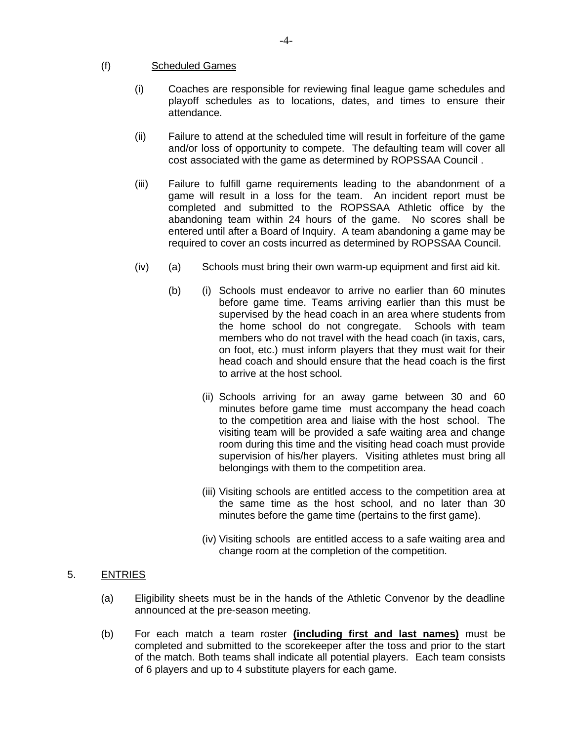(f) Scheduled Games

(i) Coaches are responsible for reviewing final league game schedules and playoff schedules as to locations, dates, and times to ensure their attendance.

(ii) Failure to attend at the scheduled time will result in forfeiture of the game and/or loss of opportunity to compete. The defaulting team will cover all cost associated with the game as determined by ROPSSAA Council .

(iii) Failure to fulfill game requirements leading to the abandonment of a game will result in a loss for the team. An incident report must be completed and submitted to the ROPSSAA Athletic office by the abandoning team within 24 hours of the game. No scores shall be entered until after a Board of Inquiry. A team abandoning a game may be required to cover an costs incurred as determined by ROPSSAA Council.

(iv) (a) Schools must bring their own warm-up equipment and first aid kit.

(b) (i) Schools must endeavor to arrive no earlier than 60 minutes before game time. Teams arriving earlier than this must be supervised by the head coach in an area where students from the home school do not congregate. Schools with team members who do not travel with the head coach (in taxis, cars, on foot, etc.) must inform players that they must wait for their head coach and should ensure that the head coach is the first to arrive at the host school.

(ii) Schools arriving for an away game between 30 and 60 minutes before game time must accompany the head coach to the competition area and liaise with the host school. The visiting team will be provided a safe waiting area and change room during this time and the visiting head coach must provide supervision of his/her players. Visiting athletes must bring all belongings with them to the competition area.

(iii) Visiting schools are entitled access to the competition area at the same time as the host school, and no later than 30 minutes before the game time (pertains to the first game).

(iv) Visiting schools are entitled access to a safe waiting area and change room at the completion of the competition.

5. ENTRIES

(a) Eligibility sheets must be in the hands of the Athletic Convenor by the deadline announced at the pre-season meeting.

(b) For each match a team roster **(including first and last names)** must be completed and submitted to the scorekeeper after the toss and prior to the start of the match. Both teams shall indicate all potential players. Each team consists of 6 players and up to 4 substitute players for each game.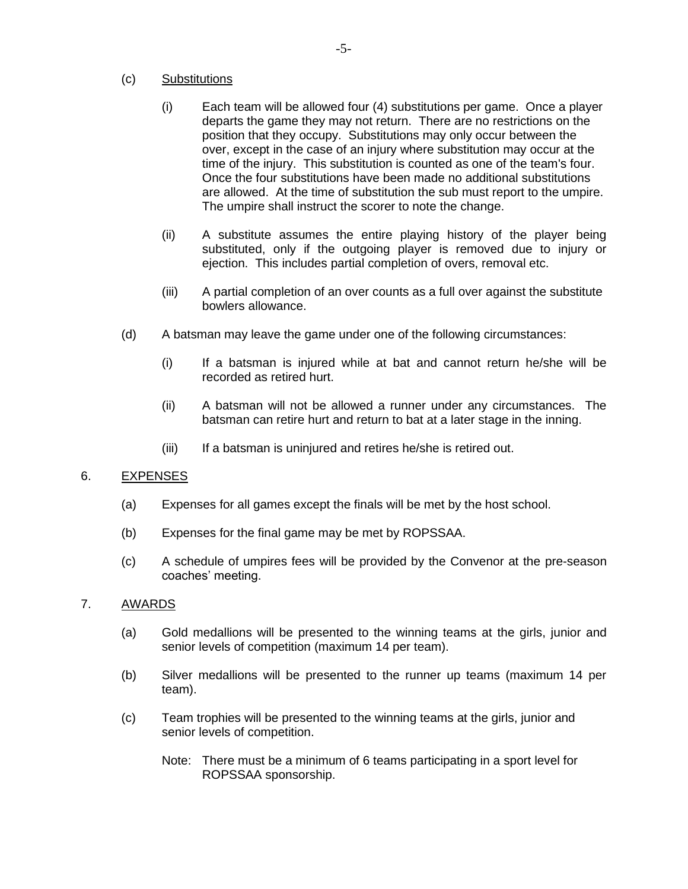(c) Substitutions

(i) Each team will be allowed four (4) substitutions per game. Once a player departs the game they may not return. There are no restrictions on the position that they occupy. Substitutions may only occur between the over, except in the case of an injury where substitution may occur at the time of the injury. This substitution is counted as one of the team's four. Once the four substitutions have been made no additional substitutions are allowed. At the time of substitution the sub must report to the umpire. The umpire shall instruct the scorer to note the change.

(ii) A substitute assumes the entire playing history of the player being substituted, only if the outgoing player is removed due to injury or ejection. This includes partial completion of overs, removal etc.

(iii) A partial completion of an over counts as a full over against the substitute bowlers allowance.

(d) A batsman may leave the game under one of the following circumstances:

(i) If a batsman is injured while at bat and cannot return he/she will be recorded as retired hurt.

(ii) A batsman will not be allowed a runner under any circumstances. The batsman can retire hurt and return to bat at a later stage in the inning.

(iii) If a batsman is uninjured and retires he/she is retired out.

## 6. EXPENSES

(a) Expenses for all games except the finals will be met by the host school.

(b) Expenses for the final game may be met by ROPSSAA.

(c) A schedule of umpires fees will be provided by the Convenor at the pre-season coaches' meeting.

## 7. AWARDS

(a) Gold medallions will be presented to the winning teams at the girls, junior and senior levels of competition (maximum 14 per team).

(b) Silver medallions will be presented to the runner up teams (maximum 14 per team).

(c) Team trophies will be presented to the winning teams at the girls, junior and senior levels of competition.

Note: There must be a minimum of 6 teams participating in a sport level for ROPSSAA sponsorship.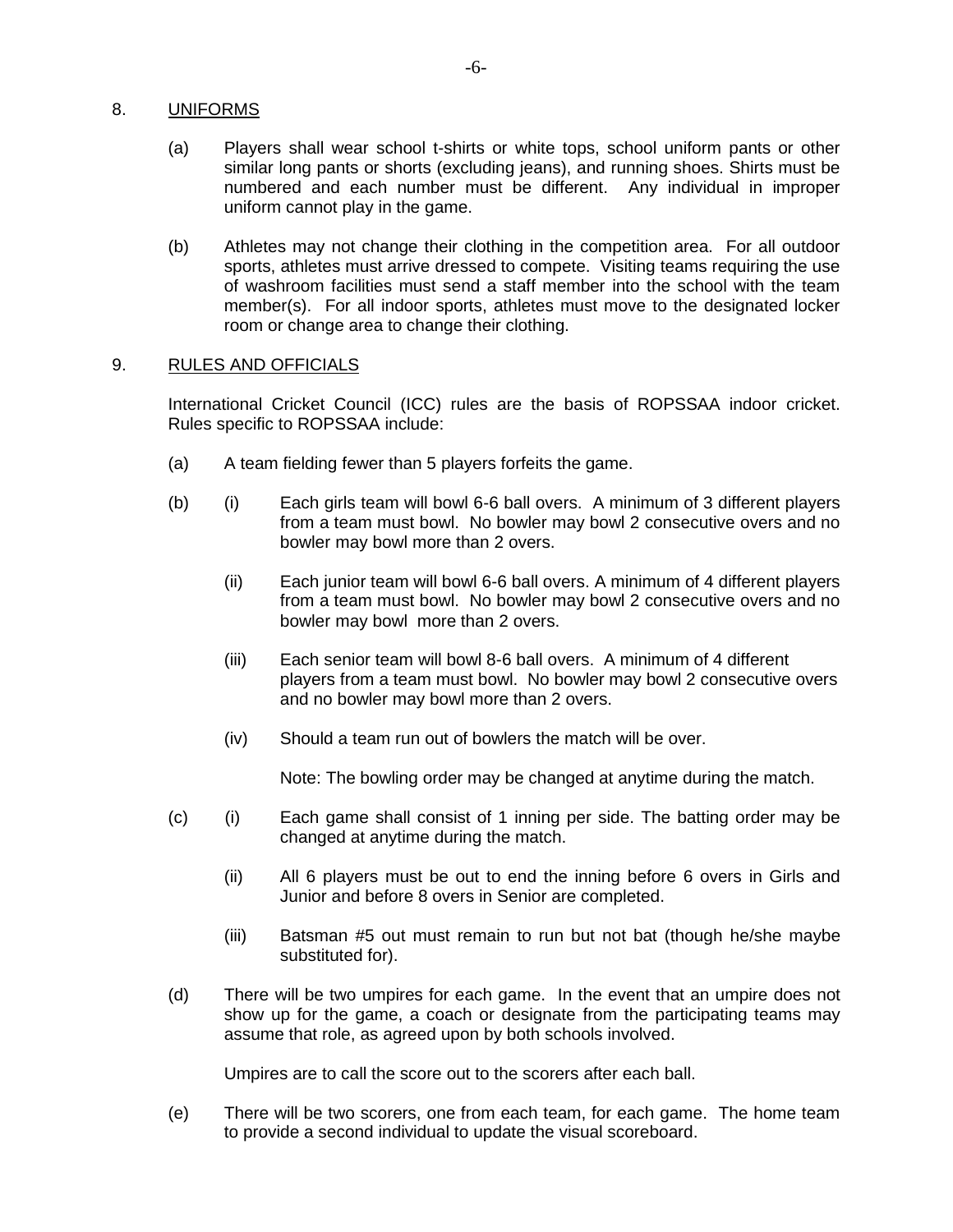## 8. UNIFORMS

(a) Players shall wear school t-shirts or white tops, school uniform pants or other similar long pants or shorts (excluding jeans), and running shoes. Shirts must be numbered and each number must be different. Any individual in improper uniform cannot play in the game.

(b) Athletes may not change their clothing in the competition area. For all outdoor sports, athletes must arrive dressed to compete. Visiting teams requiring the use of washroom facilities must send a staff member into the school with the team member(s). For all indoor sports, athletes must move to the designated locker room or change area to change their clothing.

## 9. RULES AND OFFICIALS

International Cricket Council (ICC) rules are the basis of ROPSSAA indoor cricket. Rules specific to ROPSSAA include:

(a) A team fielding fewer than 5 players forfeits the game.

(b) (i) Each girls team will bowl 6-6 ball overs. A minimum of 3 different players from a team must bowl. No bowler may bowl 2 consecutive overs and no bowler may bowl more than 2 overs.

(ii) Each junior team will bowl 6-6 ball overs. A minimum of 4 different players from a team must bowl. No bowler may bowl 2 consecutive overs and no bowler may bowl more than 2 overs.

(iii) Each senior team will bowl 8-6 ball overs. A minimum of 4 different players from a team must bowl. No bowler may bowl 2 consecutive overs and no bowler may bowl more than 2 overs.

(iv) Should a team run out of bowlers the match will be over.

Note: The bowling order may be changed at anytime during the match.

(c) (i) Each game shall consist of 1 inning per side. The batting order may be changed at anytime during the match.

(ii) All 6 players must be out to end the inning before 6 overs in Girls and Junior and before 8 overs in Senior are completed.

(iii) Batsman #5 out must remain to run but not bat (though he/she maybe substituted for).

(d) There will be two umpires for each game. In the event that an umpire does not show up for the game, a coach or designate from the participating teams may assume that role, as agreed upon by both schools involved.

Umpires are to call the score out to the scorers after each ball.

(e) There will be two scorers, one from each team, for each game. The home team to provide a second individual to update the visual scoreboard.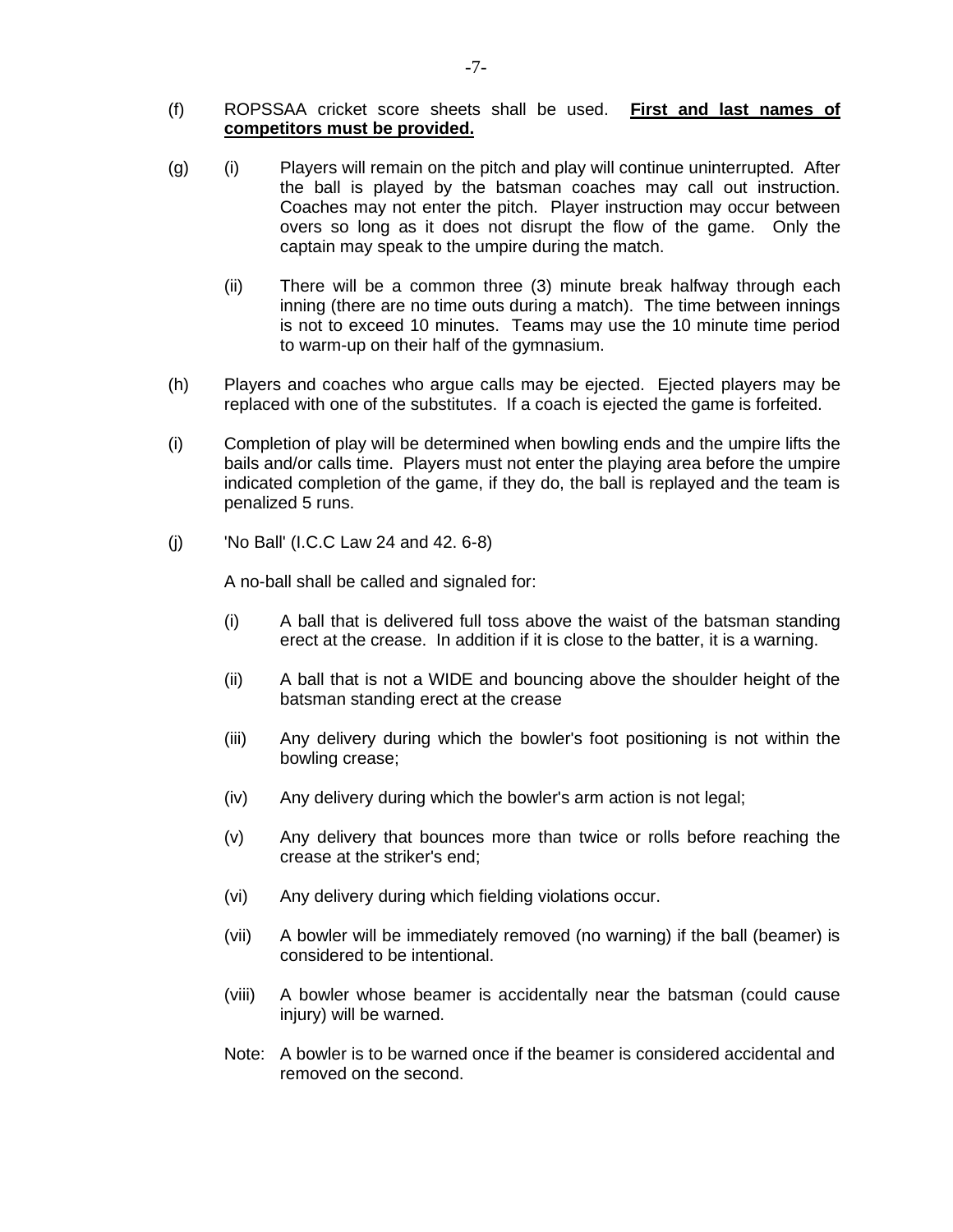(f) ROPSSAA cricket score sheets shall be used. **<u>First and last names of competitors must be provided.</u>**

(g) (i) Players will remain on the pitch and play will continue uninterrupted. After the ball is played by the batsman coaches may call out instruction. Coaches may not enter the pitch. Player instruction may occur between overs so long as it does not disrupt the flow of the game. Only the captain may speak to the umpire during the match.

(ii) There will be a common three (3) minute break halfway through each inning (there are no time outs during a match). The time between innings is not to exceed 10 minutes. Teams may use the 10 minute time period to warm-up on their half of the gymnasium.

(h) Players and coaches who argue calls may be ejected. Ejected players may be replaced with one of the substitutes. If a coach is ejected the game is forfeited.

(i) Completion of play will be determined when bowling ends and the umpire lifts the bails and/or calls time. Players must not enter the playing area before the umpire indicated completion of the game, if they do, the ball is replayed and the team is penalized 5 runs.

(j) 'No Ball' (I.C.C Law 24 and 42. 6-8)

A no-ball shall be called and signaled for:

(i) A ball that is delivered full toss above the waist of the batsman standing erect at the crease. In addition if it is close to the batter, it is a warning.

(ii) A ball that is not a WIDE and bouncing above the shoulder height of the batsman standing erect at the crease

(iii) Any delivery during which the bowler's foot positioning is not within the bowling crease;

(iv) Any delivery during which the bowler's arm action is not legal;

(v) Any delivery that bounces more than twice or rolls before reaching the crease at the striker's end;

(vi) Any delivery during which fielding violations occur.

(vii) A bowler will be immediately removed (no warning) if the ball (beamer) is considered to be intentional.

(viii) A bowler whose beamer is accidentally near the batsman (could cause injury) will be warned.

Note: A bowler is to be warned once if the beamer is considered accidental and removed on the second.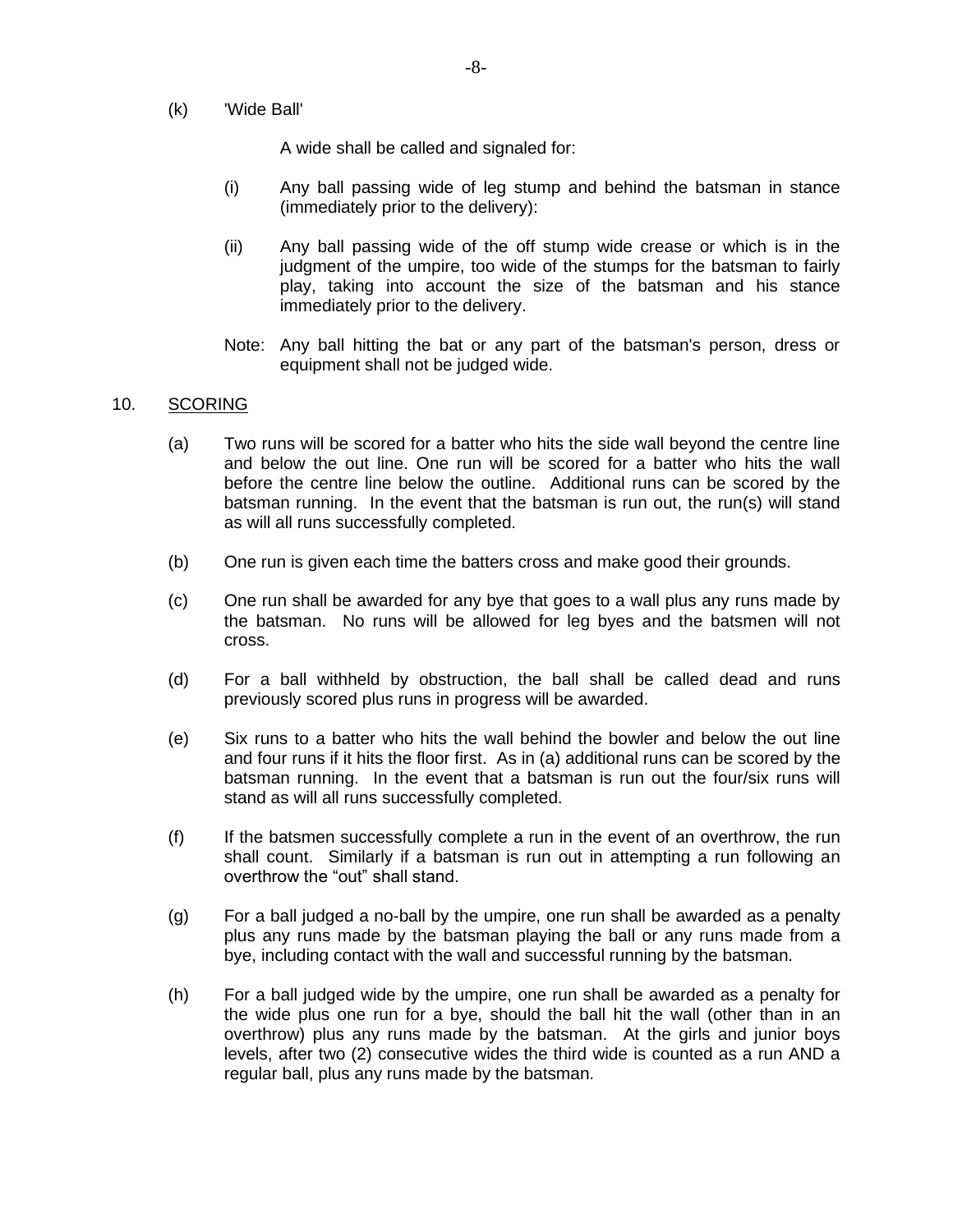(k) 'Wide Ball'

A wide shall be called and signaled for:

(i) Any ball passing wide of leg stump and behind the batsman in stance (immediately prior to the delivery):

(ii) Any ball passing wide of the off stump wide crease or which is in the judgment of the umpire, too wide of the stumps for the batsman to fairly play, taking into account the size of the batsman and his stance immediately prior to the delivery.

Note: Any ball hitting the bat or any part of the batsman's person, dress or equipment shall not be judged wide.

## 10. SCORING

(a) Two runs will be scored for a batter who hits the side wall beyond the centre line and below the out line. One run will be scored for a batter who hits the wall before the centre line below the outline. Additional runs can be scored by the batsman running. In the event that the batsman is run out, the run(s) will stand as will all runs successfully completed.

(b) One run is given each time the batters cross and make good their grounds.

(c) One run shall be awarded for any bye that goes to a wall plus any runs made by the batsman. No runs will be allowed for leg byes and the batsmen will not cross.

(d) For a ball withheld by obstruction, the ball shall be called dead and runs previously scored plus runs in progress will be awarded.

(e) Six runs to a batter who hits the wall behind the bowler and below the out line and four runs if it hits the floor first. As in (a) additional runs can be scored by the batsman running. In the event that a batsman is run out the four/six runs will stand as will all runs successfully completed.

(f) If the batsmen successfully complete a run in the event of an overthrow, the run shall count. Similarly if a batsman is run out in attempting a run following an overthrow the “out” shall stand.

(g) For a ball judged a no-ball by the umpire, one run shall be awarded as a penalty plus any runs made by the batsman playing the ball or any runs made from a bye, including contact with the wall and successful running by the batsman.

(h) For a ball judged wide by the umpire, one run shall be awarded as a penalty for the wide plus one run for a bye, should the ball hit the wall (other than in an overthrow) plus any runs made by the batsman. At the girls and junior boys levels, after two (2) consecutive wides the third wide is counted as a run AND a regular ball, plus any runs made by the batsman.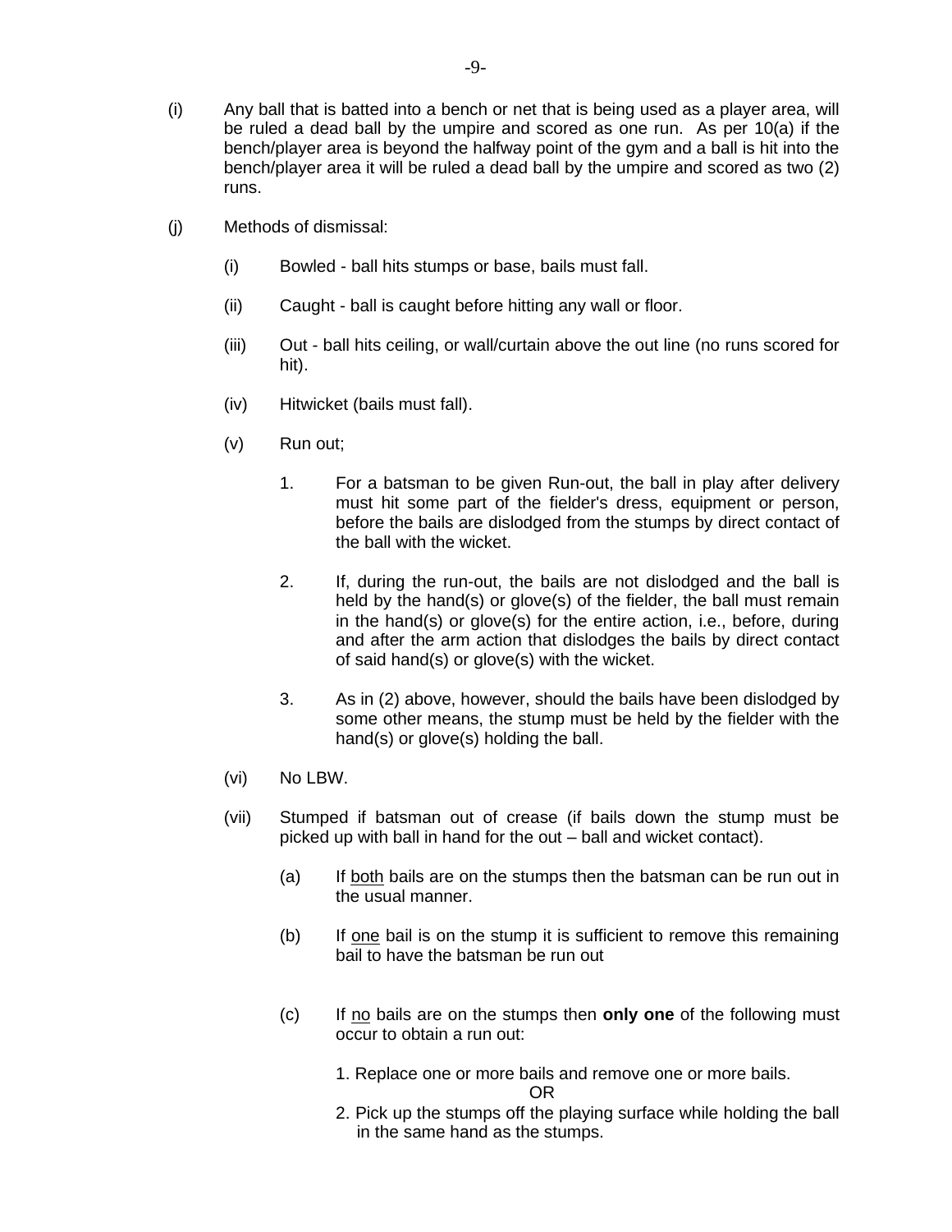(i) Any ball that is batted into a bench or net that is being used as a player area, will be ruled a dead ball by the umpire and scored as one run. As per 10(a) if the bench/player area is beyond the halfway point of the gym and a ball is hit into the bench/player area it will be ruled a dead ball by the umpire and scored as two (2) runs.

(j) Methods of dismissal:

- (i) Bowled - ball hits stumps or base, bails must fall.

- (ii) Caught - ball is caught before hitting any wall or floor.

- (iii) Out - ball hits ceiling, or wall/curtain above the out line (no runs scored for hit).

- (iv) Hitwicket (bails must fall).

- (v) Run out;

  1. For a batsman to be given Run-out, the ball in play after delivery must hit some part of the fielder's dress, equipment or person, before the bails are dislodged from the stumps by direct contact of the ball with the wicket.

  2. If, during the run-out, the bails are not dislodged and the ball is held by the hand(s) or glove(s) of the fielder, the ball must remain in the hand(s) or glove(s) for the entire action, i.e., before, during and after the arm action that dislodges the bails by direct contact of said hand(s) or glove(s) with the wicket.

  3. As in (2) above, however, should the bails have been dislodged by some other means, the stump must be held by the fielder with the hand(s) or glove(s) holding the ball.

- (vi) No LBW.

- (vii) Stumped if batsman out of crease (if bails down the stump must be picked up with ball in hand for the out – ball and wicket contact).

  - (a) If <u>both</u> bails are on the stumps then the batsman can be run out in the usual manner.

  - (b) If <u>one</u> bail is on the stump it is sufficient to remove this remaining bail to have the batsman be run out

  - (c) If <u>no</u> bails are on the stumps then **only one** of the following must occur to obtain a run out:

    1. Replace one or more bails and remove one or more bails.

       OR

    2. Pick up the stumps off the playing surface while holding the ball in the same hand as the stumps.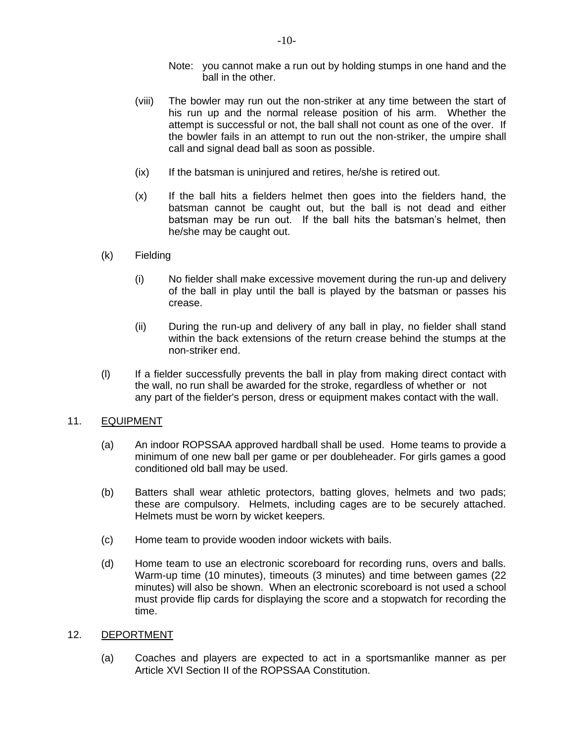Note: you cannot make a run out by holding stumps in one hand and the ball in the other.

(viii) The bowler may run out the non-striker at any time between the start of his run up and the normal release position of his arm. Whether the attempt is successful or not, the ball shall not count as one of the over. If the bowler fails in an attempt to run out the non-striker, the umpire shall call and signal dead ball as soon as possible.

(ix) If the batsman is uninjured and retires, he/she is retired out.

(x) If the ball hits a fielders helmet then goes into the fielders hand, the batsman cannot be caught out, but the ball is not dead and either batsman may be run out. If the ball hits the batsman's helmet, then he/she may be caught out.

(k) Fielding

(i) No fielder shall make excessive movement during the run-up and delivery of the ball in play until the ball is played by the batsman or passes his crease.

(ii) During the run-up and delivery of any ball in play, no fielder shall stand within the back extensions of the return crease behind the stumps at the non-striker end.

(l) If a fielder successfully prevents the ball in play from making direct contact with the wall, no run shall be awarded for the stroke, regardless of whether or not any part of the fielder's person, dress or equipment makes contact with the wall.

11. <u>EQUIPMENT</u>

(a) An indoor ROPSSAA approved hardball shall be used. Home teams to provide a minimum of one new ball per game or per doubleheader. For girls games a good conditioned old ball may be used.

(b) Batters shall wear athletic protectors, batting gloves, helmets and two pads; these are compulsory. Helmets, including cages are to be securely attached. Helmets must be worn by wicket keepers.

(c) Home team to provide wooden indoor wickets with bails.

(d) Home team to use an electronic scoreboard for recording runs, overs and balls. Warm-up time (10 minutes), timeouts (3 minutes) and time between games (22 minutes) will also be shown. When an electronic scoreboard is not used a school must provide flip cards for displaying the score and a stopwatch for recording the time.

12. <u>DEPORTMENT</u>

(a) Coaches and players are expected to act in a sportsmanlike manner as per Article XVI Section II of the ROPSSAA Constitution.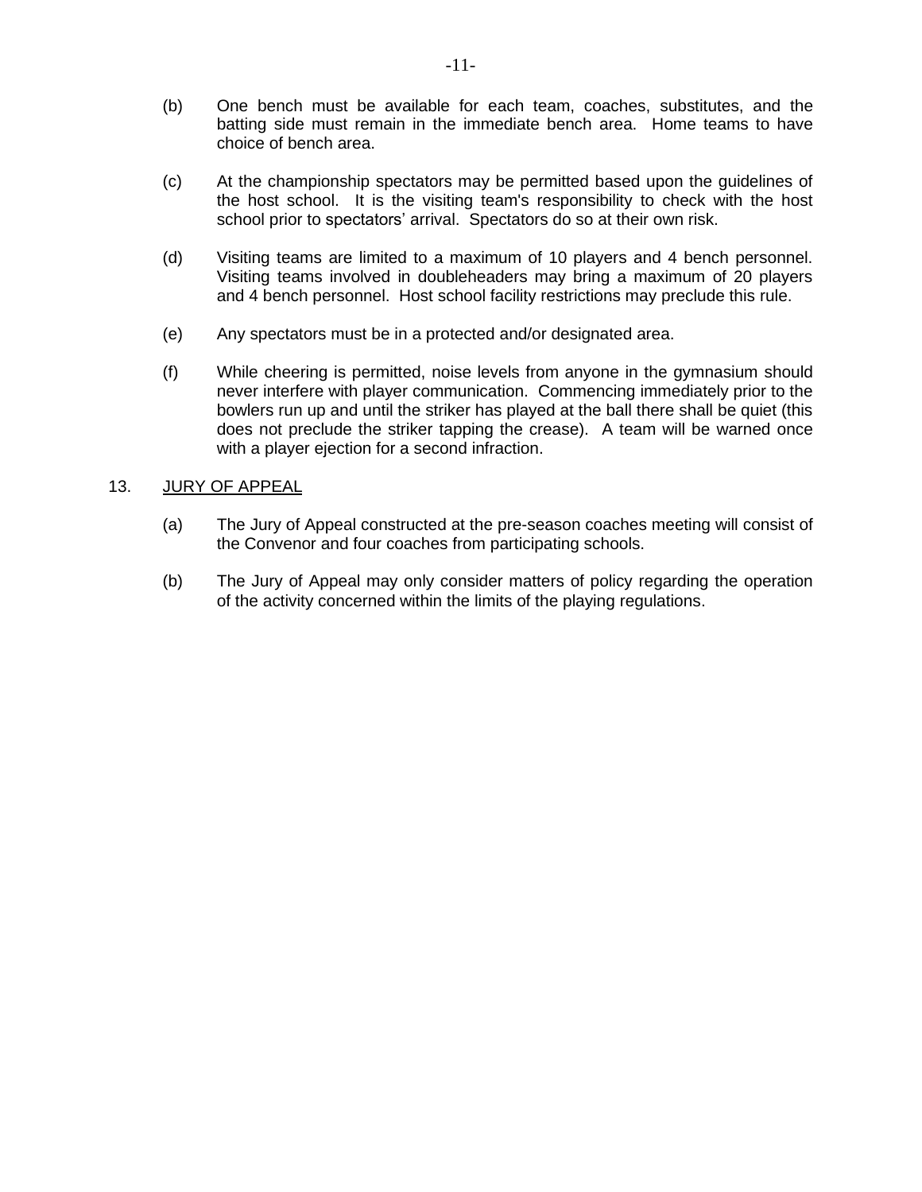(b) One bench must be available for each team, coaches, substitutes, and the batting side must remain in the immediate bench area. Home teams to have choice of bench area.

(c) At the championship spectators may be permitted based upon the guidelines of the host school. It is the visiting team's responsibility to check with the host school prior to spectators' arrival. Spectators do so at their own risk.

(d) Visiting teams are limited to a maximum of 10 players and 4 bench personnel. Visiting teams involved in doubleheaders may bring a maximum of 20 players and 4 bench personnel. Host school facility restrictions may preclude this rule.

(e) Any spectators must be in a protected and/or designated area.

(f) While cheering is permitted, noise levels from anyone in the gymnasium should never interfere with player communication. Commencing immediately prior to the bowlers run up and until the striker has played at the ball there shall be quiet (this does not preclude the striker tapping the crease). A team will be warned once with a player ejection for a second infraction.

13. <u>JURY OF APPEAL</u>

(a) The Jury of Appeal constructed at the pre-season coaches meeting will consist of the Convenor and four coaches from participating schools.

(b) The Jury of Appeal may only consider matters of policy regarding the operation of the activity concerned within the limits of the playing regulations.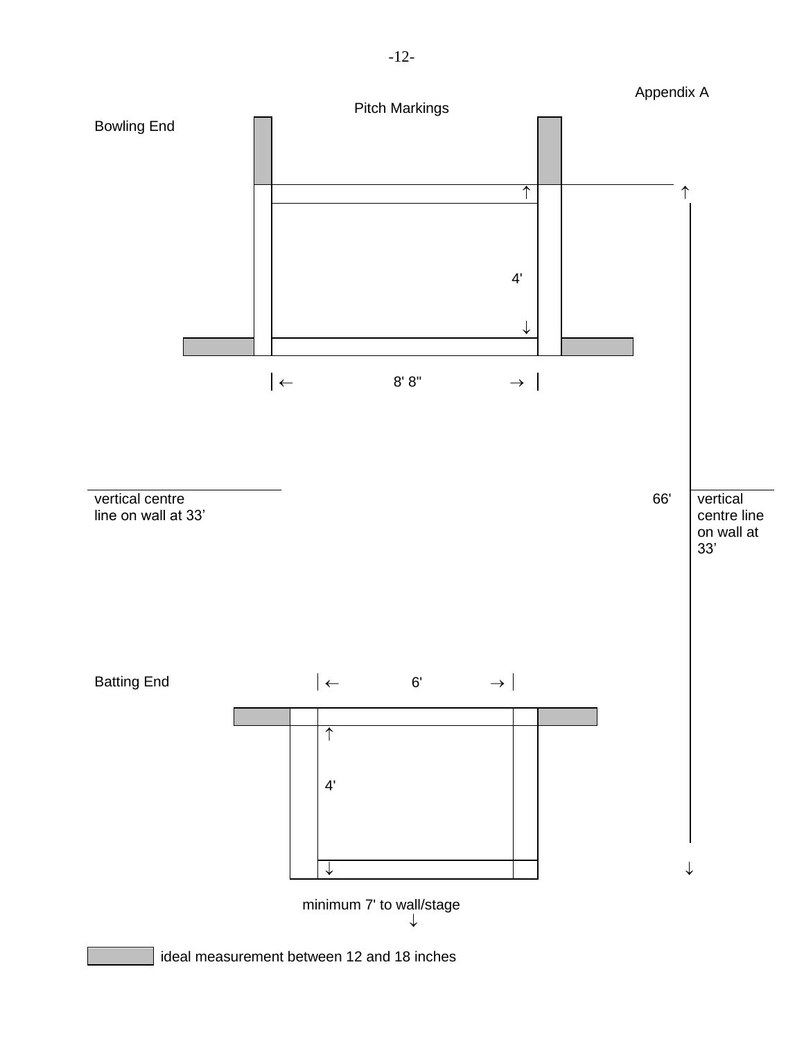Appendix A

Pitch Markings

Bowling End

4'

8' 8"

vertical centre line on wall at 33’

66'

vertical centre line on wall at 33’

Batting End

6'

4'

minimum 7' to wall/stage

ideal measurement between 12 and 18 inches